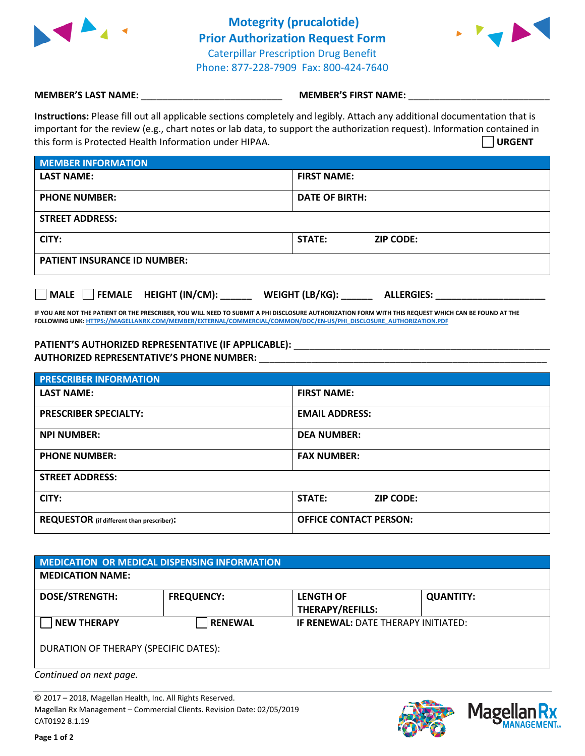# Motegrity (prucalotide) Prior Authorization Request Form

Caterpillar Prescription Drug Benefit

Phone: 877-228-7909 Fax: 800-424-7640

**MEMBER'S LAST NAME:** ___________________________ **MEMBER'S FIRST NAME:** ___________________________

**Instructions:** Please fill out all applicable sections completely and legibly. Attach any additional documentation that is important for the review (e.g., chart notes or lab data, to support the authorization request). Information contained in this form is Protected Health Information under HIPAA.

☐ **URGENT**

| **MEMBER INFORMATION** | |
|---|---|
| **LAST NAME:** | **FIRST NAME:** |
| **PHONE NUMBER:** | **DATE OF BIRTH:** |
| **STREET ADDRESS:** | |
| **CITY:** | **STATE:** **ZIP CODE:** |
| **PATIENT INSURANCE ID NUMBER:** | |

☐ **MALE** ☐ **FEMALE** **HEIGHT (IN/CM):** ______ **WEIGHT (LB/KG):** ______ **ALLERGIES:** ____________________

**IF YOU ARE NOT THE PATIENT OR THE PRESCRIBER, YOU WILL NEED TO SUBMIT A PHI DISCLOSURE AUTHORIZATION FORM WITH THIS REQUEST WHICH CAN BE FOUND AT THE FOLLOWING LINK: HTTPS://MAGELLANRX.COM/MEMBER/EXTERNAL/COMMERCIAL/COMMON/DOC/EN-US/PHI_DISCLOSURE_AUTHORIZATION.PDF**

**PATIENT'S AUTHORIZED REPRESENTATIVE (IF APPLICABLE):** ____________________________________________

**AUTHORIZED REPRESENTATIVE'S PHONE NUMBER:** ____________________________________________

| **PRESCRIBER INFORMATION** | |
|---|---|
| **LAST NAME:** | **FIRST NAME:** |
| **PRESCRIBER SPECIALTY:** | **EMAIL ADDRESS:** |
| **NPI NUMBER:** | **DEA NUMBER:** |
| **PHONE NUMBER:** | **FAX NUMBER:** |
| **STREET ADDRESS:** | |
| **CITY:** | **STATE:** **ZIP CODE:** |
| **REQUESTOR** (if different than prescriber)**:** | **OFFICE CONTACT PERSON:** |

| **MEDICATION OR MEDICAL DISPENSING INFORMATION** | | | |
|---|---|---|---|
| **MEDICATION NAME:** | | | |
| **DOSE/STRENGTH:** | **FREQUENCY:** | **LENGTH OF THERAPY/REFILLS:** | **QUANTITY:** |
| ☐ **NEW THERAPY** | ☐ **RENEWAL** | **IF RENEWAL:** DATE THERAPY INITIATED: | |
| DURATION OF THERAPY (SPECIFIC DATES): | | | |

*Continued on next page.*

© 2017 – 2018, Magellan Health, Inc. All Rights Reserved.
Magellan Rx Management – Commercial Clients. Revision Date: 02/05/2019
CAT0192 8.1.19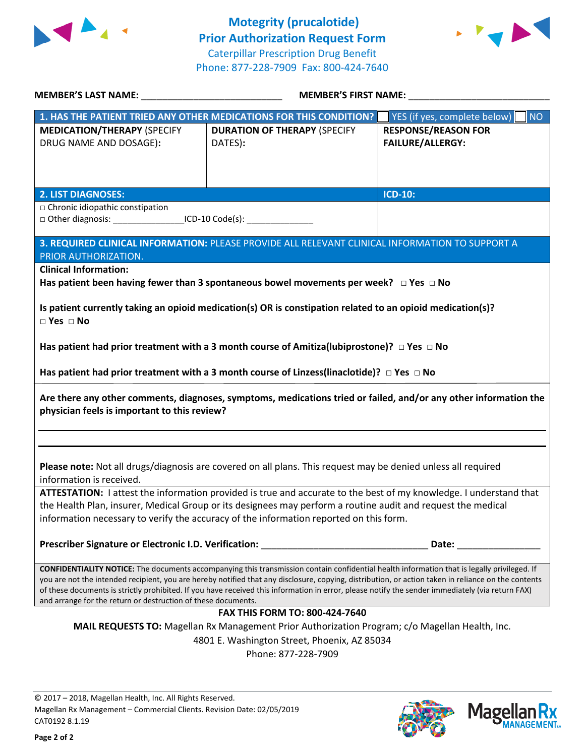# Motegrity (prucalotide) Prior Authorization Request Form

Caterpillar Prescription Drug Benefit

Phone: 877-228-7909 Fax: 800-424-7640

**MEMBER'S LAST NAME:** ___________________________ **MEMBER'S FIRST NAME:** ___________________________

| **1. HAS THE PATIENT TRIED ANY OTHER MEDICATIONS FOR THIS CONDITION?** | | ☐ YES (if yes, complete below) ☐ NO |
|---|---|---|
| **MEDICATION/THERAPY** (SPECIFY DRUG NAME AND DOSAGE)**:** | **DURATION OF THERAPY** (SPECIFY DATES)**:** | **RESPONSE/REASON FOR FAILURE/ALLERGY:** |
| | | |

| **2. LIST DIAGNOSES:** | **ICD-10:** |
|---|---|
| □ Chronic idiopathic constipation<br>□ Other diagnosis: _______________ICD-10 Code(s): ______________ | |

**3. REQUIRED CLINICAL INFORMATION:** PLEASE PROVIDE ALL RELEVANT CLINICAL INFORMATION TO SUPPORT A PRIOR AUTHORIZATION.

**Clinical Information:**

**Has patient been having fewer than 3 spontaneous bowel movements per week?** □ **Yes** □ **No**

**Is patient currently taking an opioid medication(s) OR is constipation related to an opioid medication(s)?**
□ **Yes** □ **No**

**Has patient had prior treatment with a 3 month course of Amitiza(lubiprostone)?** □ **Yes** □ **No**

**Has patient had prior treatment with a 3 month course of Linzess(linaclotide)?** □ **Yes** □ **No**

**Are there any other comments, diagnoses, symptoms, medications tried or failed, and/or any other information the physician feels is important to this review?**

_______________________________________________________________

_______________________________________________________________

**Please note:** Not all drugs/diagnosis are covered on all plans. This request may be denied unless all required information is received.

**ATTESTATION:** I attest the information provided is true and accurate to the best of my knowledge. I understand that the Health Plan, insurer, Medical Group or its designees may perform a routine audit and request the medical information necessary to verify the accuracy of the information reported on this form.

**Prescriber Signature or Electronic I.D. Verification:** ________________________________ **Date:** ________________

**CONFIDENTIALITY NOTICE:** The documents accompanying this transmission contain confidential health information that is legally privileged. If you are not the intended recipient, you are hereby notified that any disclosure, copying, distribution, or action taken in reliance on the contents of these documents is strictly prohibited. If you have received this information in error, please notify the sender immediately (via return FAX) and arrange for the return or destruction of these documents.

**FAX THIS FORM TO: 800-424-7640**

**MAIL REQUESTS TO:** Magellan Rx Management Prior Authorization Program; c/o Magellan Health, Inc.
4801 E. Washington Street, Phoenix, AZ 85034
Phone: 877-228-7909

© 2017 – 2018, Magellan Health, Inc. All Rights Reserved.
Magellan Rx Management – Commercial Clients. Revision Date: 02/05/2019
CAT0192 8.1.19